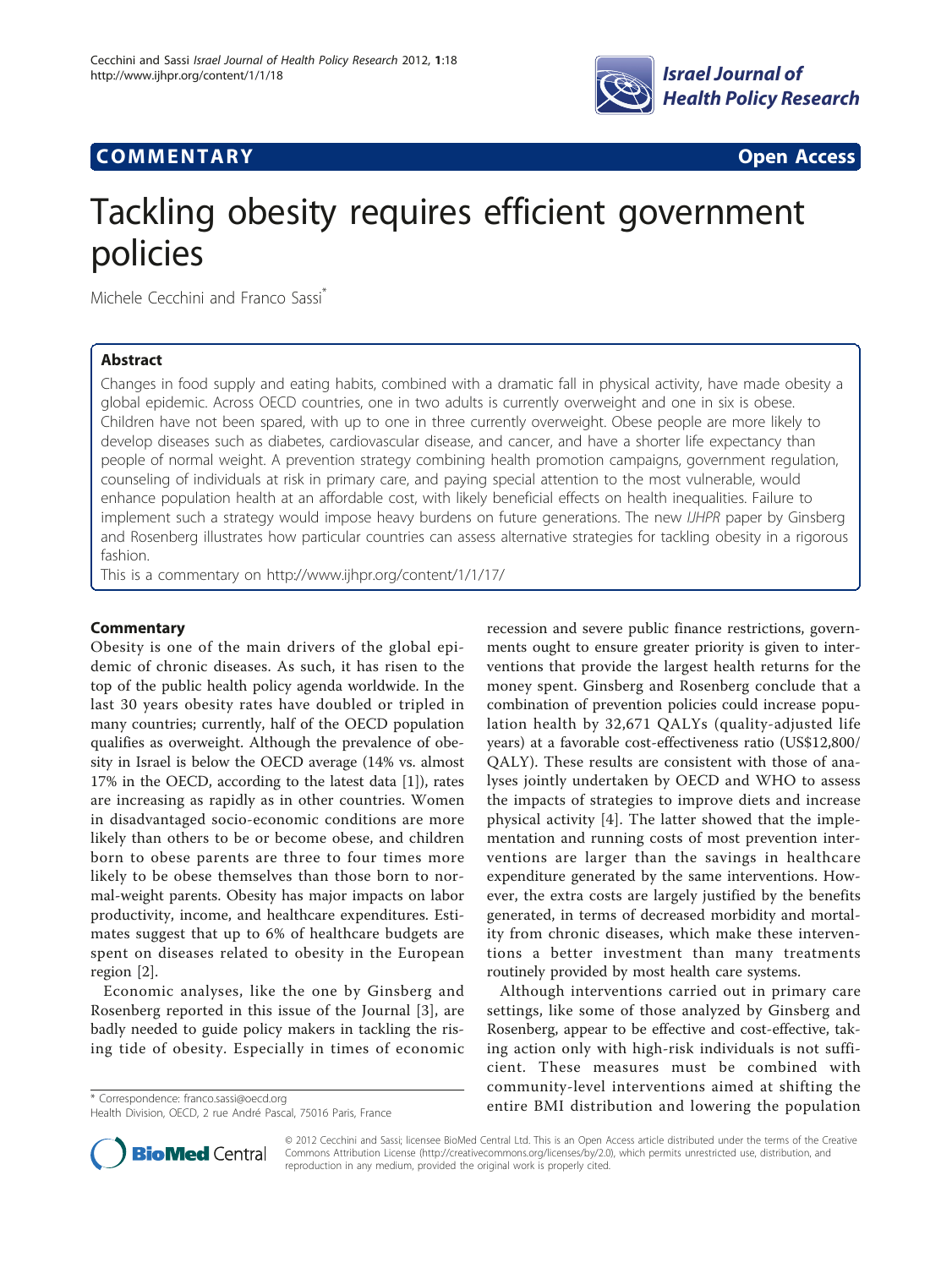**COMMENTARY** **Open Access**

# Tackling obesity requires efficient government policies

Michele Cecchini and Franco Sassi*

## Abstract

Changes in food supply and eating habits, combined with a dramatic fall in physical activity, have made obesity a global epidemic. Across OECD countries, one in two adults is currently overweight and one in six is obese. Children have not been spared, with up to one in three currently overweight. Obese people are more likely to develop diseases such as diabetes, cardiovascular disease, and cancer, and have a shorter life expectancy than people of normal weight. A prevention strategy combining health promotion campaigns, government regulation, counseling of individuals at risk in primary care, and paying special attention to the most vulnerable, would enhance population health at an affordable cost, with likely beneficial effects on health inequalities. Failure to implement such a strategy would impose heavy burdens on future generations. The new *IJHPR* paper by Ginsberg and Rosenberg illustrates how particular countries can assess alternative strategies for tackling obesity in a rigorous fashion.

This is a commentary on http://www.ijhpr.org/content/1/1/17/

## Commentary

Obesity is one of the main drivers of the global epidemic of chronic diseases. As such, it has risen to the top of the public health policy agenda worldwide. In the last 30 years obesity rates have doubled or tripled in many countries; currently, half of the OECD population qualifies as overweight. Although the prevalence of obesity in Israel is below the OECD average (14% vs. almost 17% in the OECD, according to the latest data [1]), rates are increasing as rapidly as in other countries. Women in disadvantaged socio-economic conditions are more likely than others to be or become obese, and children born to obese parents are three to four times more likely to be obese themselves than those born to normal-weight parents. Obesity has major impacts on labor productivity, income, and healthcare expenditures. Estimates suggest that up to 6% of healthcare budgets are spent on diseases related to obesity in the European region [2].

Economic analyses, like the one by Ginsberg and Rosenberg reported in this issue of the Journal [3], are badly needed to guide policy makers in tackling the rising tide of obesity. Especially in times of economic recession and severe public finance restrictions, governments ought to ensure greater priority is given to interventions that provide the largest health returns for the money spent. Ginsberg and Rosenberg conclude that a combination of prevention policies could increase population health by 32,671 QALYs (quality-adjusted life years) at a favorable cost-effectiveness ratio (US$12,800/QALY). These results are consistent with those of analyses jointly undertaken by OECD and WHO to assess the impacts of strategies to improve diets and increase physical activity [4]. The latter showed that the implementation and running costs of most prevention interventions are larger than the savings in healthcare expenditure generated by the same interventions. However, the extra costs are largely justified by the benefits generated, in terms of decreased morbidity and mortality from chronic diseases, which make these interventions a better investment than many treatments routinely provided by most health care systems.

Although interventions carried out in primary care settings, like some of those analyzed by Ginsberg and Rosenberg, appear to be effective and cost-effective, taking action only with high-risk individuals is not sufficient. These measures must be combined with community-level interventions aimed at shifting the entire BMI distribution and lowering the population

\* Correspondence: franco.sassi@oecd.org
Health Division, OECD, 2 rue André Pascal, 75016 Paris, France

© 2012 Cecchini and Sassi; licensee BioMed Central Ltd. This is an Open Access article distributed under the terms of the Creative Commons Attribution License (http://creativecommons.org/licenses/by/2.0), which permits unrestricted use, distribution, and reproduction in any medium, provided the original work is properly cited.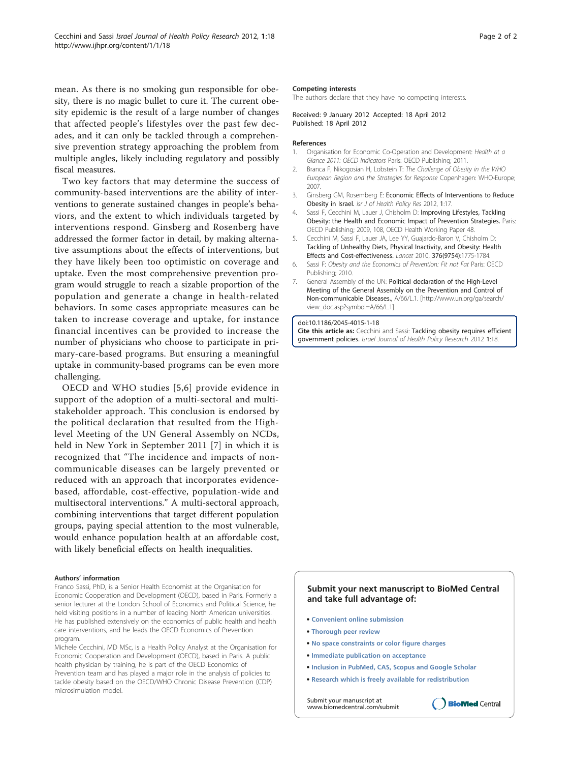mean. As there is no smoking gun responsible for obesity, there is no magic bullet to cure it. The current obesity epidemic is the result of a large number of changes that affected people's lifestyles over the past few decades, and it can only be tackled through a comprehensive prevention strategy approaching the problem from multiple angles, likely including regulatory and possibly fiscal measures.

Two key factors that may determine the success of community-based interventions are the ability of interventions to generate sustained changes in people's behaviors, and the extent to which individuals targeted by interventions respond. Ginsberg and Rosenberg have addressed the former factor in detail, by making alternative assumptions about the effects of interventions, but they have likely been too optimistic on coverage and uptake. Even the most comprehensive prevention program would struggle to reach a sizable proportion of the population and generate a change in health-related behaviors. In some cases appropriate measures can be taken to increase coverage and uptake, for instance financial incentives can be provided to increase the number of physicians who choose to participate in primary-care-based programs. But ensuring a meaningful uptake in community-based programs can be even more challenging.

OECD and WHO studies [5,6] provide evidence in support of the adoption of a multi-sectoral and multi-stakeholder approach. This conclusion is endorsed by the political declaration that resulted from the High-level Meeting of the UN General Assembly on NCDs, held in New York in September 2011 [7] in which it is recognized that "The incidence and impacts of non-communicable diseases can be largely prevented or reduced with an approach that incorporates evidence-based, affordable, cost-effective, population-wide and multisectoral interventions." A multi-sectoral approach, combining interventions that target different population groups, paying special attention to the most vulnerable, would enhance population health at an affordable cost, with likely beneficial effects on health inequalities.

#### Authors' information

Franco Sassi, PhD, is a Senior Health Economist at the Organisation for Economic Cooperation and Development (OECD), based in Paris. Formerly a senior lecturer at the London School of Economics and Political Science, he held visiting positions in a number of leading North American universities. He has published extensively on the economics of public health and health care interventions, and he leads the OECD Economics of Prevention program.

Michele Cecchini, MD MSc, is a Health Policy Analyst at the Organisation for Economic Cooperation and Development (OECD), based in Paris. A public health physician by training, he is part of the OECD Economics of Prevention team and has played a major role in the analysis of policies to tackle obesity based on the OECD/WHO Chronic Disease Prevention (CDP) microsimulation model.

#### Competing interests

The authors declare that they have no competing interests.

Received: 9 January 2012 Accepted: 18 April 2012
Published: 18 April 2012

#### References

1. Organisation for Economic Co-Operation and Development: *Health at a Glance 2011: OECD Indicators* Paris: OECD Publishing; 2011.
2. Branca F, Nikogosian H, Lobstein T: *The Challenge of Obesity in the WHO European Region and the Strategies for Response* Copenhagen: WHO-Europe; 2007.
3. Ginsberg GM, Rosemberg E: **Economic Effects of Interventions to Reduce Obesity in Israel.** *Isr J of Health Policy Res* 2012, **1**:17.
4. Sassi F, Cecchini M, Lauer J, Chisholm D: **Improving Lifestyles, Tackling Obesity: the Health and Economic Impact of Prevention Strategies.** Paris: OECD Publishing; 2009, 108, OECD Health Working Paper 48.
5. Cecchini M, Sassi F, Lauer JA, Lee YY, Guajardo-Baron V, Chisholm D: **Tackling of Unhealthy Diets, Physical Inactivity, and Obesity: Health Effects and Cost-effectiveness.** *Lancet* 2010, **376(9754)**:1775-1784.
6. Sassi F: *Obesity and the Economics of Prevention: Fit not Fat* Paris: OECD Publishing; 2010.
7. General Assembly of the UN: **Political declaration of the High-Level Meeting of the General Assembly on the Prevention and Control of Non-communicable Diseases.**, A/66/L.1. [http://www.un.org/ga/search/view_doc.asp?symbol=A/66/L.1].

doi:10.1186/2045-4015-1-18
**Cite this article as:** Cecchini and Sassi: **Tackling obesity requires efficient government policies.** *Israel Journal of Health Policy Research* 2012 **1**:18.